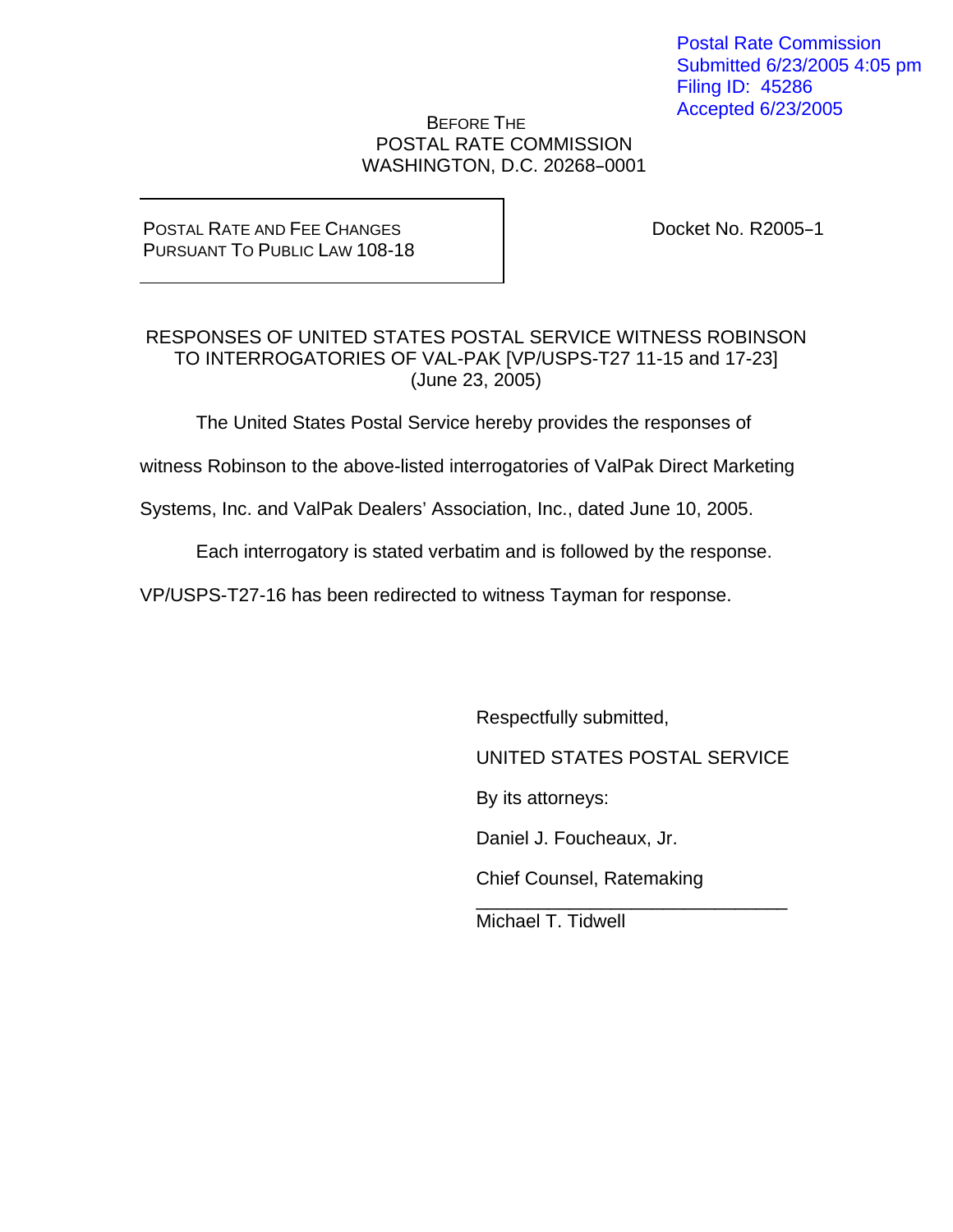Postal Rate Commission
Submitted 6/23/2005 4:05 pm
Filing ID: 45286
Accepted 6/23/2005

BEFORE THE
POSTAL RATE COMMISSION
WASHINGTON, D.C. 20268–0001

POSTAL RATE AND FEE CHANGES
PURSUANT TO PUBLIC LAW 108-18

Docket No. R2005–1

RESPONSES OF UNITED STATES POSTAL SERVICE WITNESS ROBINSON TO INTERROGATORIES OF VAL-PAK [VP/USPS-T27 11-15 and 17-23] (June 23, 2005)

The United States Postal Service hereby provides the responses of witness Robinson to the above-listed interrogatories of ValPak Direct Marketing Systems, Inc. and ValPak Dealers' Association, Inc., dated June 10, 2005.

Each interrogatory is stated verbatim and is followed by the response. VP/USPS-T27-16 has been redirected to witness Tayman for response.

Respectfully submitted,

UNITED STATES POSTAL SERVICE

By its attorneys:

Daniel J. Foucheaux, Jr.

Chief Counsel, Ratemaking

\_\_\_\_\_\_\_\_\_\_\_\_\_\_\_\_\_\_\_\_\_\_\_\_\_\_\_\_\_\_

Michael T. Tidwell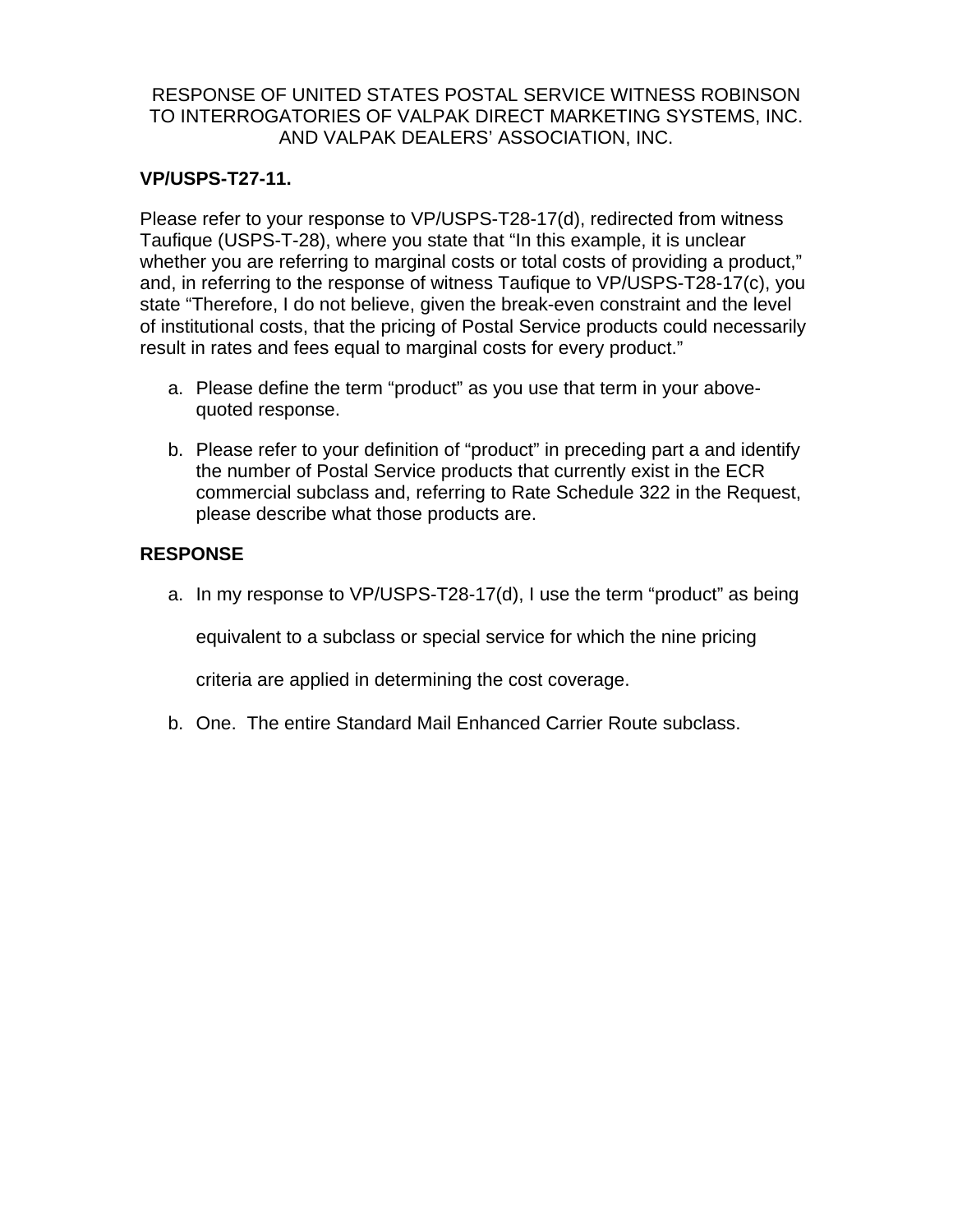RESPONSE OF UNITED STATES POSTAL SERVICE WITNESS ROBINSON TO INTERROGATORIES OF VALPAK DIRECT MARKETING SYSTEMS, INC. AND VALPAK DEALERS' ASSOCIATION, INC.

**VP/USPS-T27-11.**

Please refer to your response to VP/USPS-T28-17(d), redirected from witness Taufique (USPS-T-28), where you state that "In this example, it is unclear whether you are referring to marginal costs or total costs of providing a product," and, in referring to the response of witness Taufique to VP/USPS-T28-17(c), you state "Therefore, I do not believe, given the break-even constraint and the level of institutional costs, that the pricing of Postal Service products could necessarily result in rates and fees equal to marginal costs for every product."

a. Please define the term "product" as you use that term in your above-quoted response.

b. Please refer to your definition of "product" in preceding part a and identify the number of Postal Service products that currently exist in the ECR commercial subclass and, referring to Rate Schedule 322 in the Request, please describe what those products are.

**RESPONSE**

a. In my response to VP/USPS-T28-17(d), I use the term "product" as being equivalent to a subclass or special service for which the nine pricing criteria are applied in determining the cost coverage.

b. One. The entire Standard Mail Enhanced Carrier Route subclass.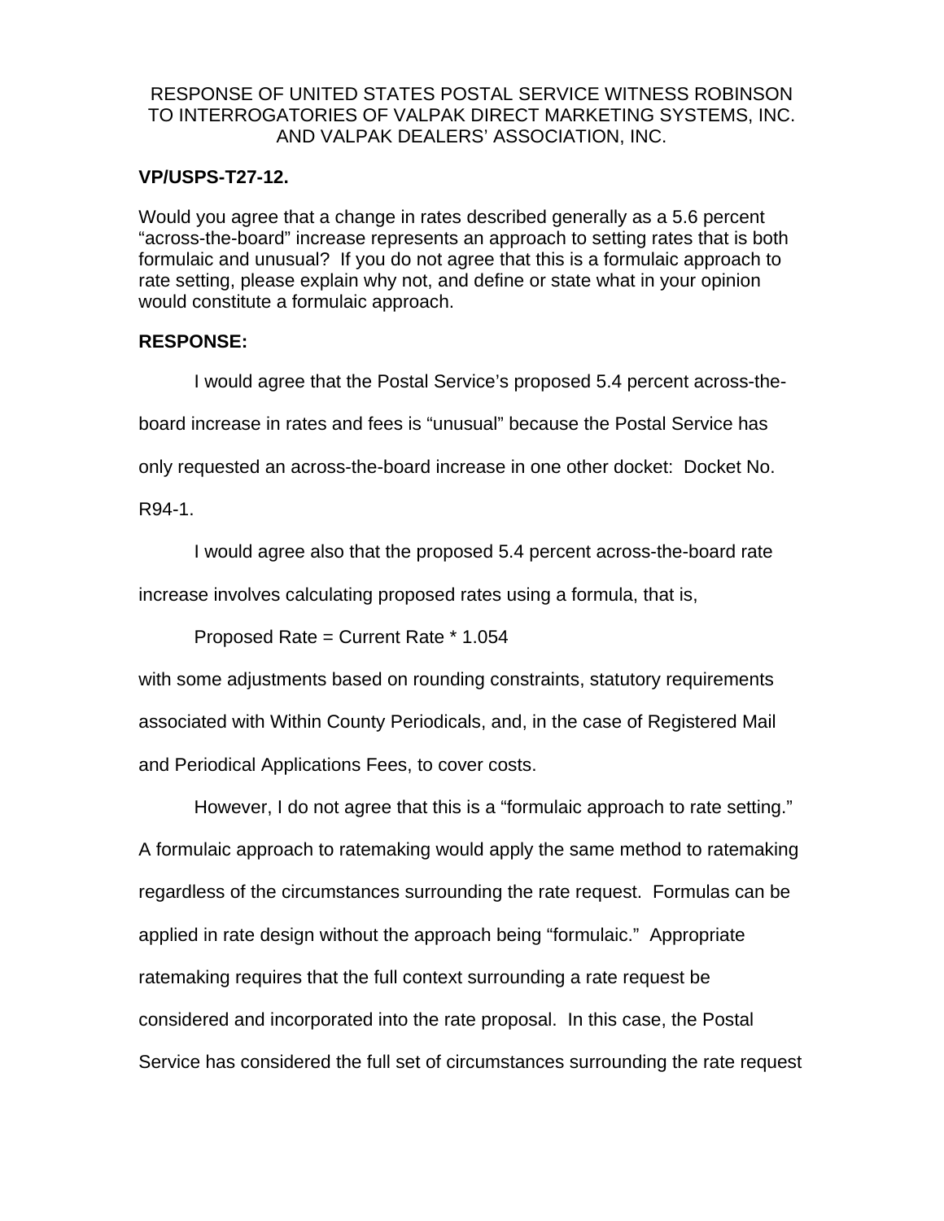RESPONSE OF UNITED STATES POSTAL SERVICE WITNESS ROBINSON TO INTERROGATORIES OF VALPAK DIRECT MARKETING SYSTEMS, INC. AND VALPAK DEALERS' ASSOCIATION, INC.

**VP/USPS-T27-12.**

Would you agree that a change in rates described generally as a 5.6 percent "across-the-board" increase represents an approach to setting rates that is both formulaic and unusual? If you do not agree that this is a formulaic approach to rate setting, please explain why not, and define or state what in your opinion would constitute a formulaic approach.

**RESPONSE:**

I would agree that the Postal Service's proposed 5.4 percent across-the-board increase in rates and fees is "unusual" because the Postal Service has only requested an across-the-board increase in one other docket: Docket No. R94-1.

I would agree also that the proposed 5.4 percent across-the-board rate increase involves calculating proposed rates using a formula, that is,

Proposed Rate = Current Rate * 1.054

with some adjustments based on rounding constraints, statutory requirements associated with Within County Periodicals, and, in the case of Registered Mail and Periodical Applications Fees, to cover costs.

However, I do not agree that this is a "formulaic approach to rate setting." A formulaic approach to ratemaking would apply the same method to ratemaking regardless of the circumstances surrounding the rate request. Formulas can be applied in rate design without the approach being "formulaic." Appropriate ratemaking requires that the full context surrounding a rate request be considered and incorporated into the rate proposal. In this case, the Postal Service has considered the full set of circumstances surrounding the rate request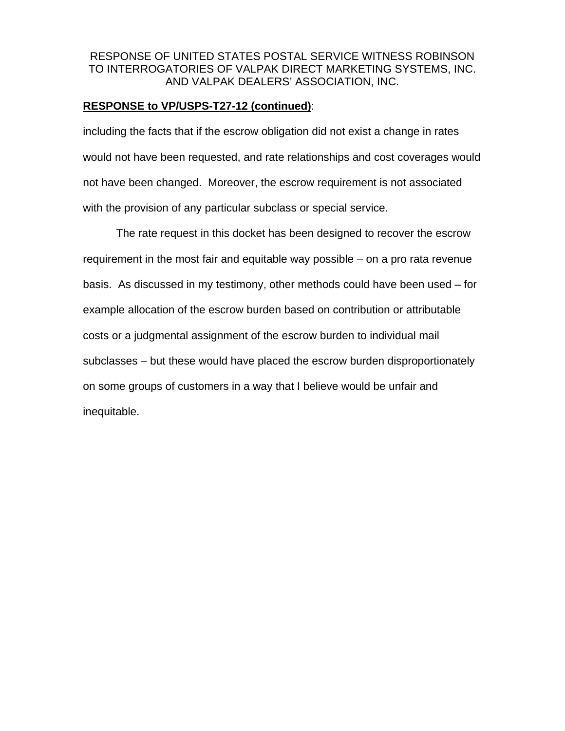RESPONSE OF UNITED STATES POSTAL SERVICE WITNESS ROBINSON TO INTERROGATORIES OF VALPAK DIRECT MARKETING SYSTEMS, INC. AND VALPAK DEALERS' ASSOCIATION, INC.

**RESPONSE to VP/USPS-T27-12 (continued)**:

including the facts that if the escrow obligation did not exist a change in rates would not have been requested, and rate relationships and cost coverages would not have been changed. Moreover, the escrow requirement is not associated with the provision of any particular subclass or special service.

The rate request in this docket has been designed to recover the escrow requirement in the most fair and equitable way possible – on a pro rata revenue basis. As discussed in my testimony, other methods could have been used – for example allocation of the escrow burden based on contribution or attributable costs or a judgmental assignment of the escrow burden to individual mail subclasses – but these would have placed the escrow burden disproportionately on some groups of customers in a way that I believe would be unfair and inequitable.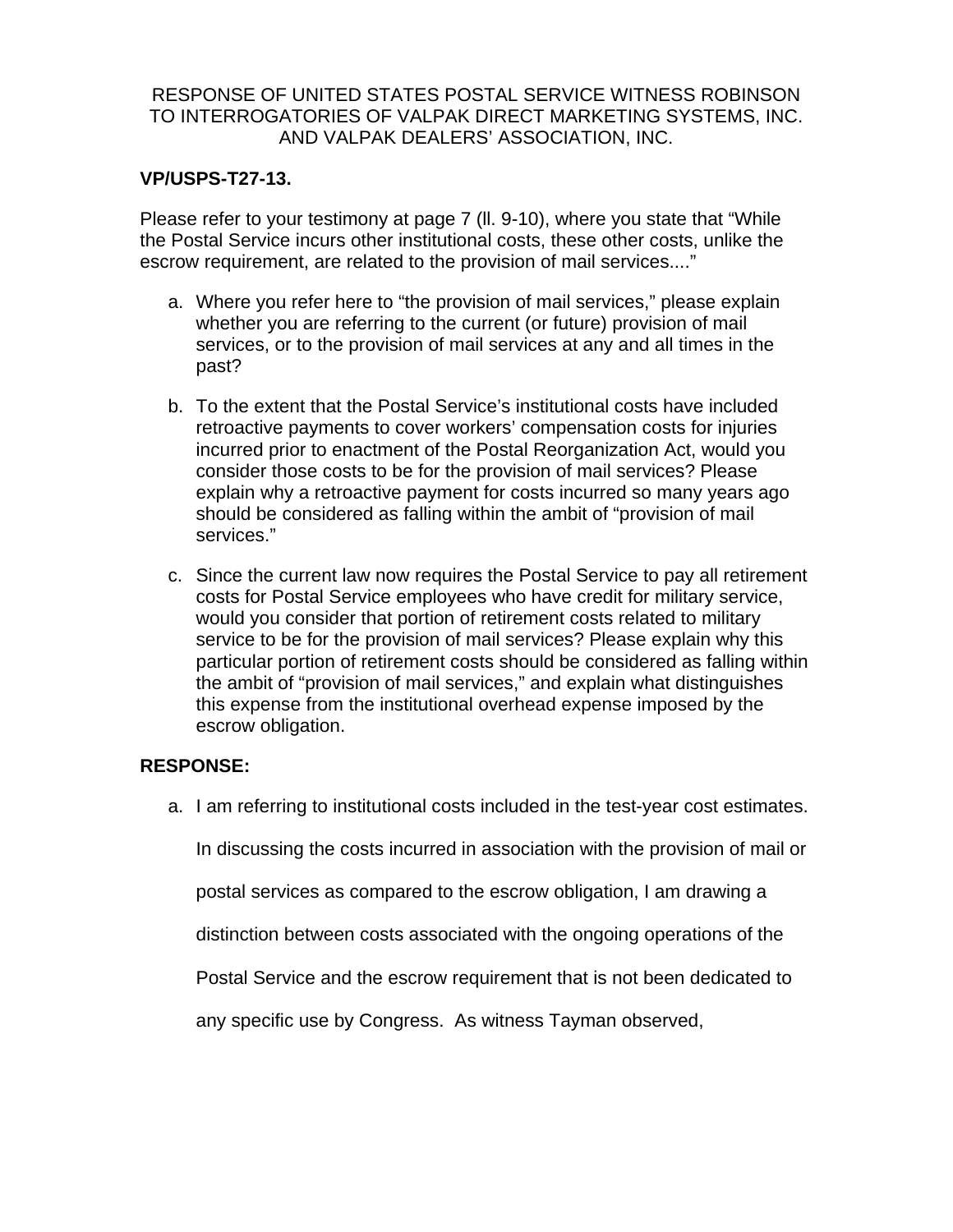RESPONSE OF UNITED STATES POSTAL SERVICE WITNESS ROBINSON TO INTERROGATORIES OF VALPAK DIRECT MARKETING SYSTEMS, INC. AND VALPAK DEALERS' ASSOCIATION, INC.

**VP/USPS-T27-13.**

Please refer to your testimony at page 7 (ll. 9-10), where you state that "While the Postal Service incurs other institutional costs, these other costs, unlike the escrow requirement, are related to the provision of mail services...."

a. Where you refer here to "the provision of mail services," please explain whether you are referring to the current (or future) provision of mail services, or to the provision of mail services at any and all times in the past?

b. To the extent that the Postal Service's institutional costs have included retroactive payments to cover workers' compensation costs for injuries incurred prior to enactment of the Postal Reorganization Act, would you consider those costs to be for the provision of mail services? Please explain why a retroactive payment for costs incurred so many years ago should be considered as falling within the ambit of "provision of mail services."

c. Since the current law now requires the Postal Service to pay all retirement costs for Postal Service employees who have credit for military service, would you consider that portion of retirement costs related to military service to be for the provision of mail services? Please explain why this particular portion of retirement costs should be considered as falling within the ambit of "provision of mail services," and explain what distinguishes this expense from the institutional overhead expense imposed by the escrow obligation.

**RESPONSE:**

a. I am referring to institutional costs included in the test-year cost estimates. In discussing the costs incurred in association with the provision of mail or postal services as compared to the escrow obligation, I am drawing a distinction between costs associated with the ongoing operations of the Postal Service and the escrow requirement that is not been dedicated to any specific use by Congress. As witness Tayman observed,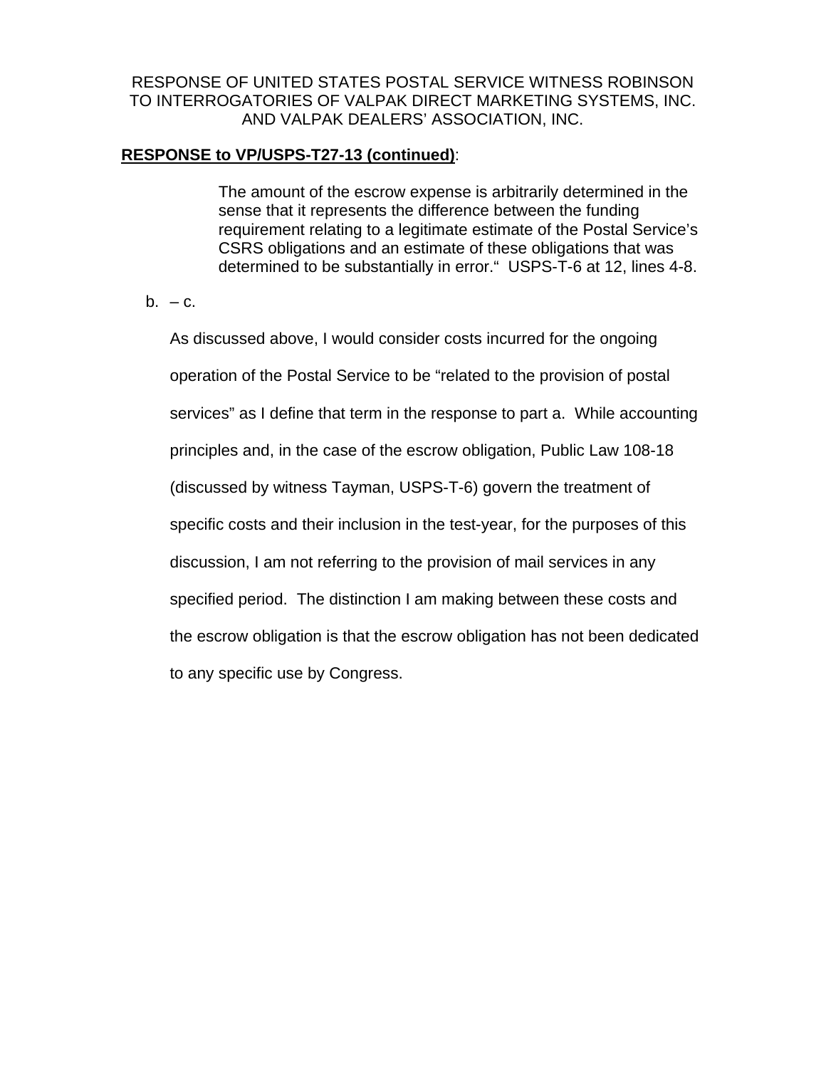RESPONSE OF UNITED STATES POSTAL SERVICE WITNESS ROBINSON TO INTERROGATORIES OF VALPAK DIRECT MARKETING SYSTEMS, INC. AND VALPAK DEALERS' ASSOCIATION, INC.

**RESPONSE to VP/USPS-T27-13 (continued)**:

> The amount of the escrow expense is arbitrarily determined in the sense that it represents the difference between the funding requirement relating to a legitimate estimate of the Postal Service's CSRS obligations and an estimate of these obligations that was determined to be substantially in error." USPS-T-6 at 12, lines 4-8.

b. – c.

As discussed above, I would consider costs incurred for the ongoing operation of the Postal Service to be "related to the provision of postal services" as I define that term in the response to part a. While accounting principles and, in the case of the escrow obligation, Public Law 108-18 (discussed by witness Tayman, USPS-T-6) govern the treatment of specific costs and their inclusion in the test-year, for the purposes of this discussion, I am not referring to the provision of mail services in any specified period. The distinction I am making between these costs and the escrow obligation is that the escrow obligation has not been dedicated to any specific use by Congress.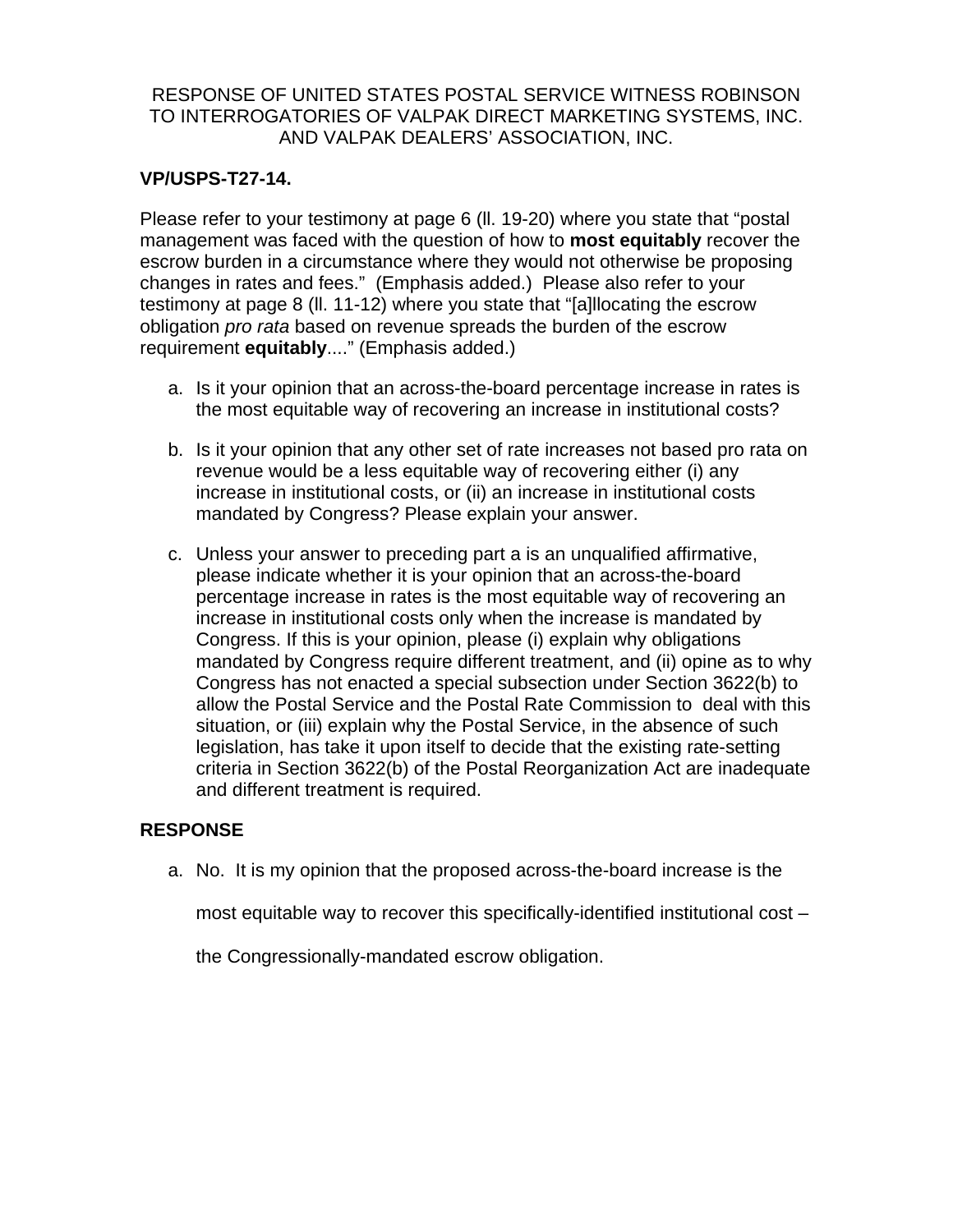RESPONSE OF UNITED STATES POSTAL SERVICE WITNESS ROBINSON TO INTERROGATORIES OF VALPAK DIRECT MARKETING SYSTEMS, INC. AND VALPAK DEALERS' ASSOCIATION, INC.

**VP/USPS-T27-14.**

Please refer to your testimony at page 6 (ll. 19-20) where you state that "postal management was faced with the question of how to **most equitably** recover the escrow burden in a circumstance where they would not otherwise be proposing changes in rates and fees." (Emphasis added.) Please also refer to your testimony at page 8 (ll. 11-12) where you state that "[a]llocating the escrow obligation *pro rata* based on revenue spreads the burden of the escrow requirement **equitably**...." (Emphasis added.)

a. Is it your opinion that an across-the-board percentage increase in rates is the most equitable way of recovering an increase in institutional costs?

b. Is it your opinion that any other set of rate increases not based pro rata on revenue would be a less equitable way of recovering either (i) any increase in institutional costs, or (ii) an increase in institutional costs mandated by Congress? Please explain your answer.

c. Unless your answer to preceding part a is an unqualified affirmative, please indicate whether it is your opinion that an across-the-board percentage increase in rates is the most equitable way of recovering an increase in institutional costs only when the increase is mandated by Congress. If this is your opinion, please (i) explain why obligations mandated by Congress require different treatment, and (ii) opine as to why Congress has not enacted a special subsection under Section 3622(b) to allow the Postal Service and the Postal Rate Commission to deal with this situation, or (iii) explain why the Postal Service, in the absence of such legislation, has take it upon itself to decide that the existing rate-setting criteria in Section 3622(b) of the Postal Reorganization Act are inadequate and different treatment is required.

**RESPONSE**

a. No. It is my opinion that the proposed across-the-board increase is the most equitable way to recover this specifically-identified institutional cost – the Congressionally-mandated escrow obligation.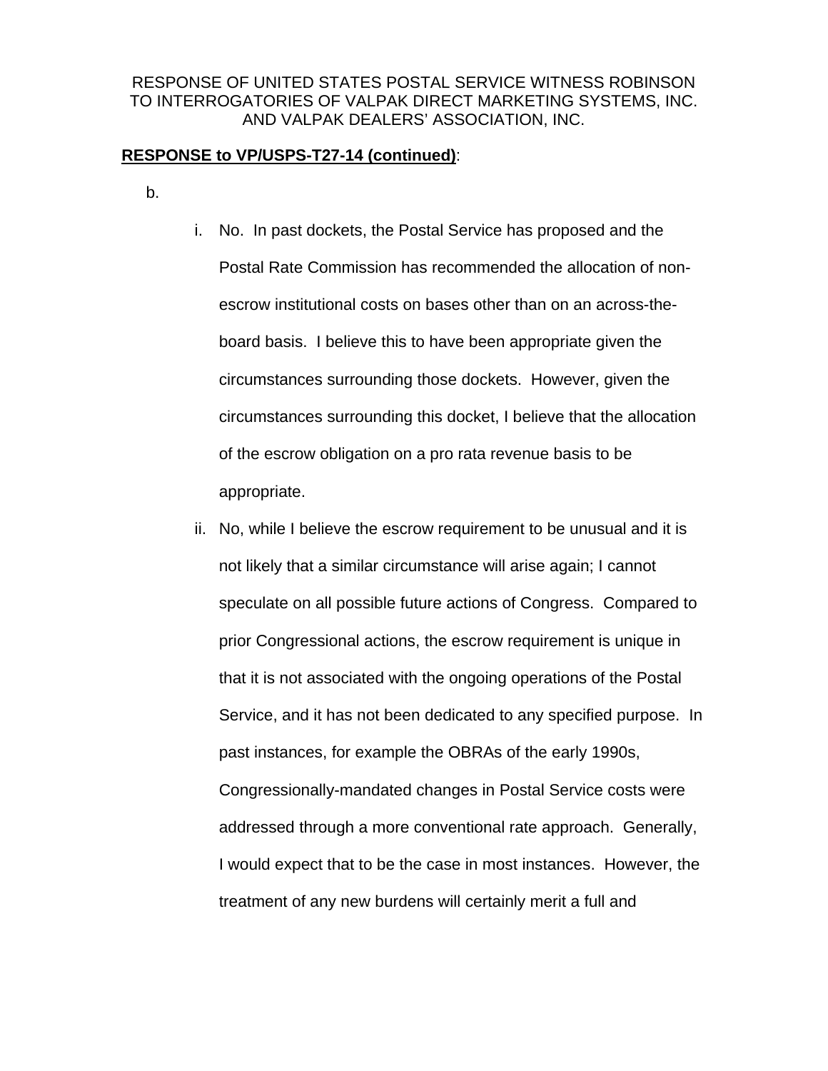RESPONSE OF UNITED STATES POSTAL SERVICE WITNESS ROBINSON TO INTERROGATORIES OF VALPAK DIRECT MARKETING SYSTEMS, INC. AND VALPAK DEALERS' ASSOCIATION, INC.

**RESPONSE to VP/USPS-T27-14 (continued)**:

b.

i. No. In past dockets, the Postal Service has proposed and the Postal Rate Commission has recommended the allocation of non-escrow institutional costs on bases other than on an across-the-board basis. I believe this to have been appropriate given the circumstances surrounding those dockets. However, given the circumstances surrounding this docket, I believe that the allocation of the escrow obligation on a pro rata revenue basis to be appropriate.

ii. No, while I believe the escrow requirement to be unusual and it is not likely that a similar circumstance will arise again; I cannot speculate on all possible future actions of Congress. Compared to prior Congressional actions, the escrow requirement is unique in that it is not associated with the ongoing operations of the Postal Service, and it has not been dedicated to any specified purpose. In past instances, for example the OBRAs of the early 1990s, Congressionally-mandated changes in Postal Service costs were addressed through a more conventional rate approach. Generally, I would expect that to be the case in most instances. However, the treatment of any new burdens will certainly merit a full and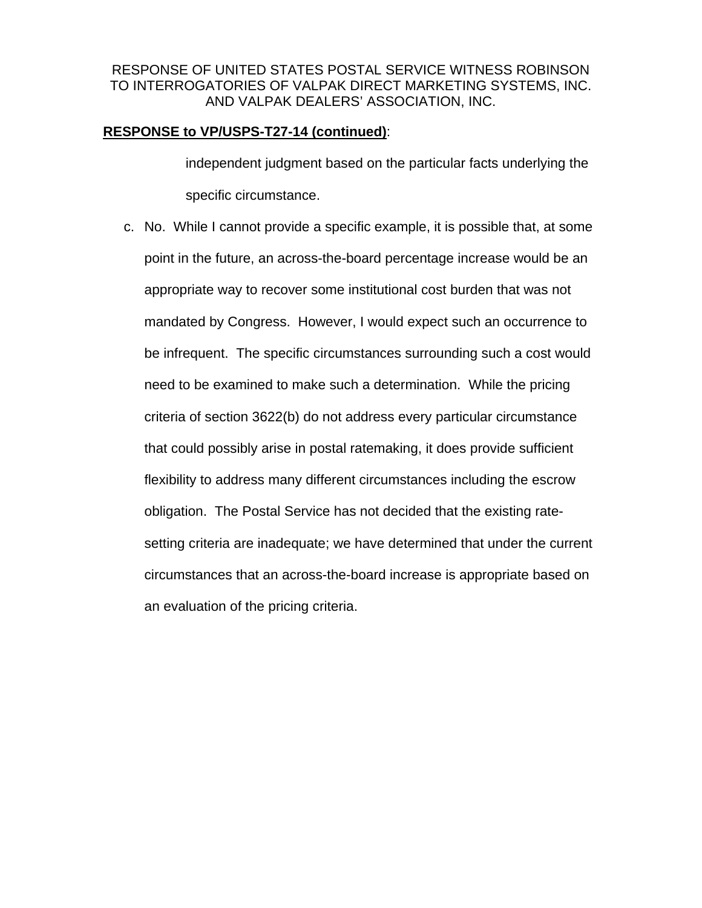RESPONSE OF UNITED STATES POSTAL SERVICE WITNESS ROBINSON TO INTERROGATORIES OF VALPAK DIRECT MARKETING SYSTEMS, INC. AND VALPAK DEALERS' ASSOCIATION, INC.

**RESPONSE to VP/USPS-T27-14 (continued)**:

independent judgment based on the particular facts underlying the specific circumstance.

c. No. While I cannot provide a specific example, it is possible that, at some point in the future, an across-the-board percentage increase would be an appropriate way to recover some institutional cost burden that was not mandated by Congress. However, I would expect such an occurrence to be infrequent. The specific circumstances surrounding such a cost would need to be examined to make such a determination. While the pricing criteria of section 3622(b) do not address every particular circumstance that could possibly arise in postal ratemaking, it does provide sufficient flexibility to address many different circumstances including the escrow obligation. The Postal Service has not decided that the existing rate-setting criteria are inadequate; we have determined that under the current circumstances that an across-the-board increase is appropriate based on an evaluation of the pricing criteria.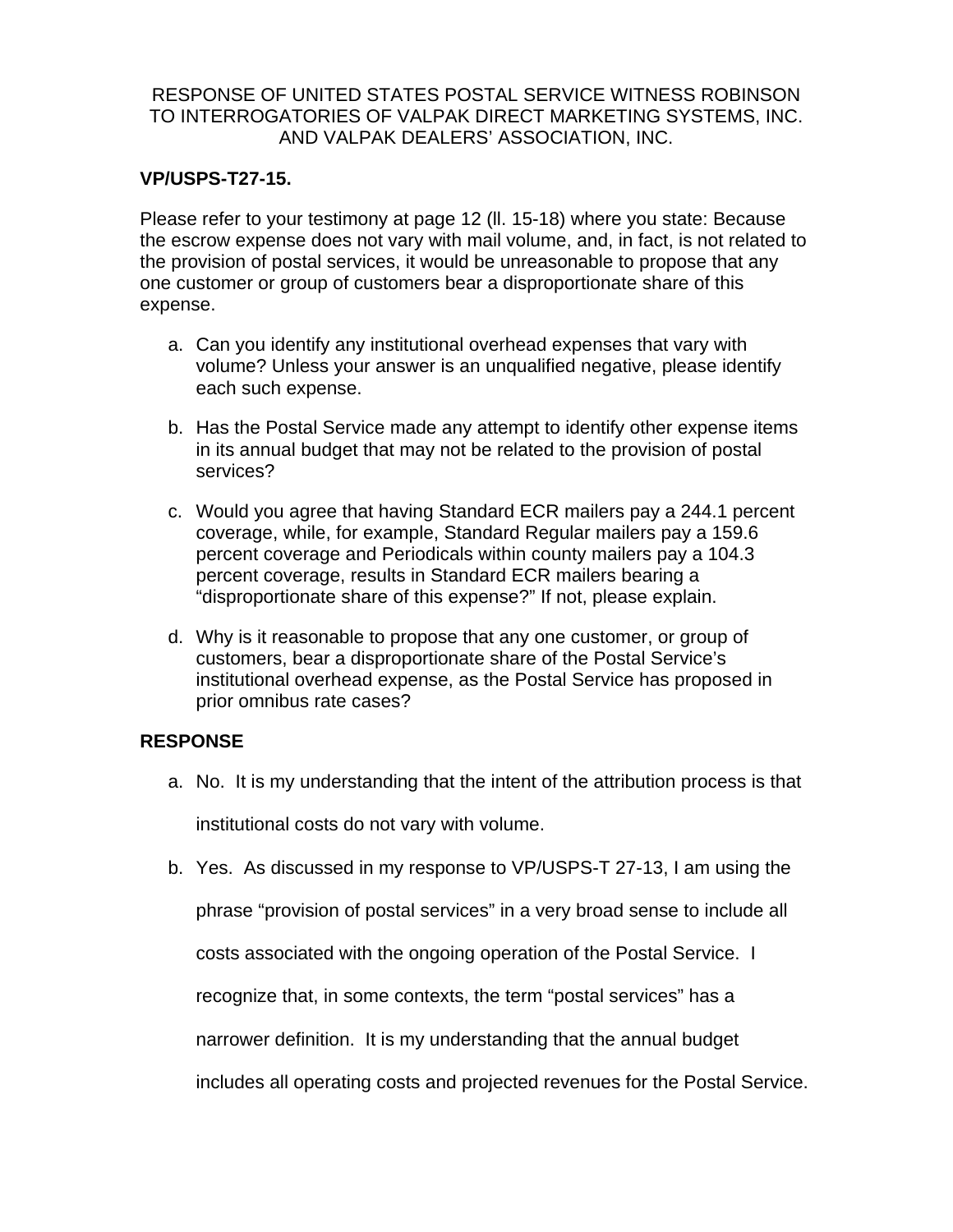RESPONSE OF UNITED STATES POSTAL SERVICE WITNESS ROBINSON TO INTERROGATORIES OF VALPAK DIRECT MARKETING SYSTEMS, INC. AND VALPAK DEALERS' ASSOCIATION, INC.

**VP/USPS-T27-15.**

Please refer to your testimony at page 12 (ll. 15-18) where you state: Because the escrow expense does not vary with mail volume, and, in fact, is not related to the provision of postal services, it would be unreasonable to propose that any one customer or group of customers bear a disproportionate share of this expense.

a. Can you identify any institutional overhead expenses that vary with volume? Unless your answer is an unqualified negative, please identify each such expense.

b. Has the Postal Service made any attempt to identify other expense items in its annual budget that may not be related to the provision of postal services?

c. Would you agree that having Standard ECR mailers pay a 244.1 percent coverage, while, for example, Standard Regular mailers pay a 159.6 percent coverage and Periodicals within county mailers pay a 104.3 percent coverage, results in Standard ECR mailers bearing a "disproportionate share of this expense?" If not, please explain.

d. Why is it reasonable to propose that any one customer, or group of customers, bear a disproportionate share of the Postal Service's institutional overhead expense, as the Postal Service has proposed in prior omnibus rate cases?

**RESPONSE**

a. No. It is my understanding that the intent of the attribution process is that institutional costs do not vary with volume.

b. Yes. As discussed in my response to VP/USPS-T 27-13, I am using the phrase "provision of postal services" in a very broad sense to include all costs associated with the ongoing operation of the Postal Service. I recognize that, in some contexts, the term "postal services" has a narrower definition. It is my understanding that the annual budget includes all operating costs and projected revenues for the Postal Service.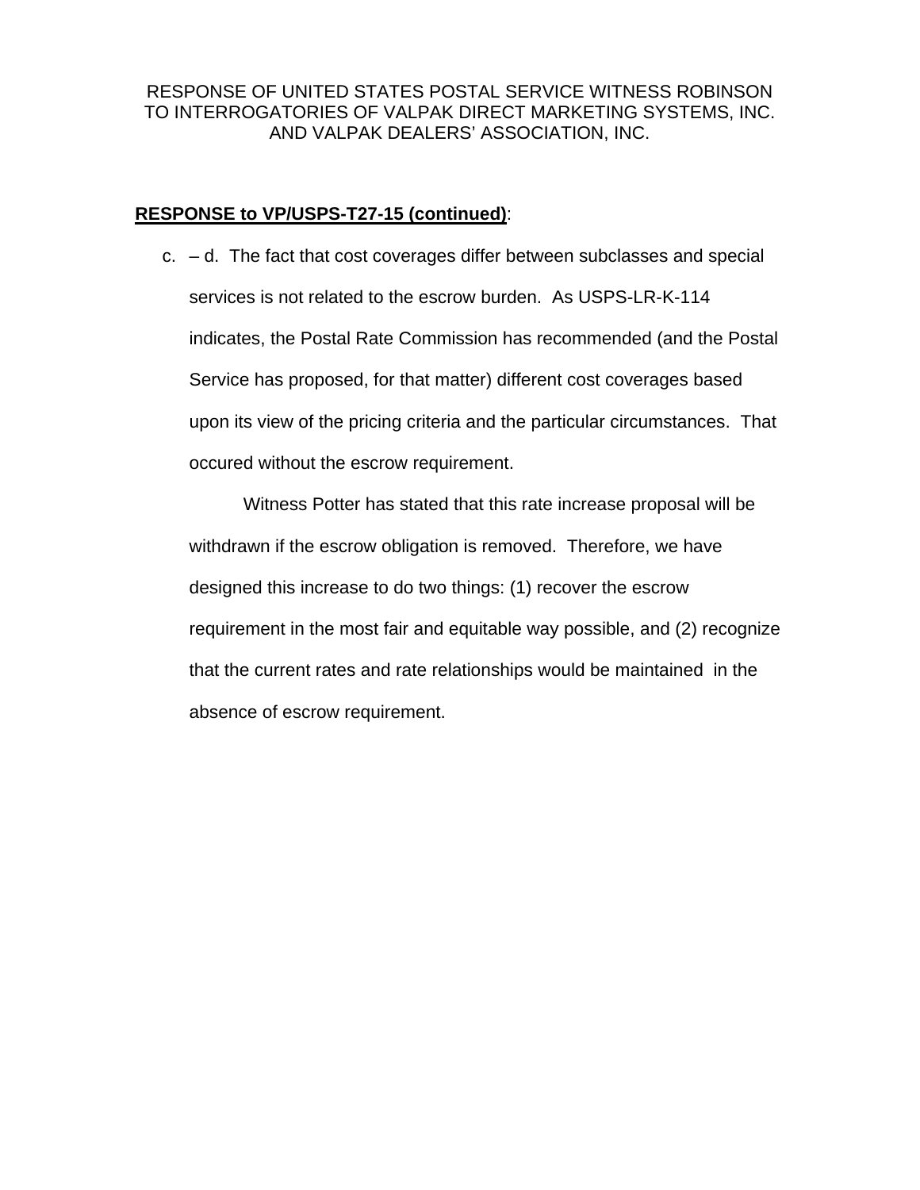RESPONSE OF UNITED STATES POSTAL SERVICE WITNESS ROBINSON TO INTERROGATORIES OF VALPAK DIRECT MARKETING SYSTEMS, INC. AND VALPAK DEALERS' ASSOCIATION, INC.

**RESPONSE to VP/USPS-T27-15 (continued)**:

c. – d. The fact that cost coverages differ between subclasses and special services is not related to the escrow burden. As USPS-LR-K-114 indicates, the Postal Rate Commission has recommended (and the Postal Service has proposed, for that matter) different cost coverages based upon its view of the pricing criteria and the particular circumstances. That occured without the escrow requirement.

Witness Potter has stated that this rate increase proposal will be withdrawn if the escrow obligation is removed. Therefore, we have designed this increase to do two things: (1) recover the escrow requirement in the most fair and equitable way possible, and (2) recognize that the current rates and rate relationships would be maintained in the absence of escrow requirement.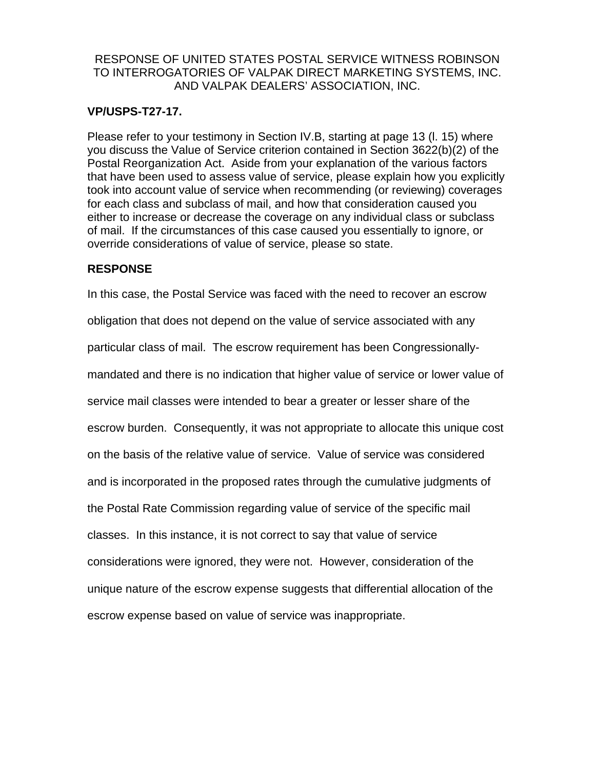RESPONSE OF UNITED STATES POSTAL SERVICE WITNESS ROBINSON TO INTERROGATORIES OF VALPAK DIRECT MARKETING SYSTEMS, INC. AND VALPAK DEALERS' ASSOCIATION, INC.

**VP/USPS-T27-17.**

Please refer to your testimony in Section IV.B, starting at page 13 (l. 15) where you discuss the Value of Service criterion contained in Section 3622(b)(2) of the Postal Reorganization Act. Aside from your explanation of the various factors that have been used to assess value of service, please explain how you explicitly took into account value of service when recommending (or reviewing) coverages for each class and subclass of mail, and how that consideration caused you either to increase or decrease the coverage on any individual class or subclass of mail. If the circumstances of this case caused you essentially to ignore, or override considerations of value of service, please so state.

**RESPONSE**

In this case, the Postal Service was faced with the need to recover an escrow obligation that does not depend on the value of service associated with any particular class of mail. The escrow requirement has been Congressionally-mandated and there is no indication that higher value of service or lower value of service mail classes were intended to bear a greater or lesser share of the escrow burden. Consequently, it was not appropriate to allocate this unique cost on the basis of the relative value of service. Value of service was considered and is incorporated in the proposed rates through the cumulative judgments of the Postal Rate Commission regarding value of service of the specific mail classes. In this instance, it is not correct to say that value of service considerations were ignored, they were not. However, consideration of the unique nature of the escrow expense suggests that differential allocation of the escrow expense based on value of service was inappropriate.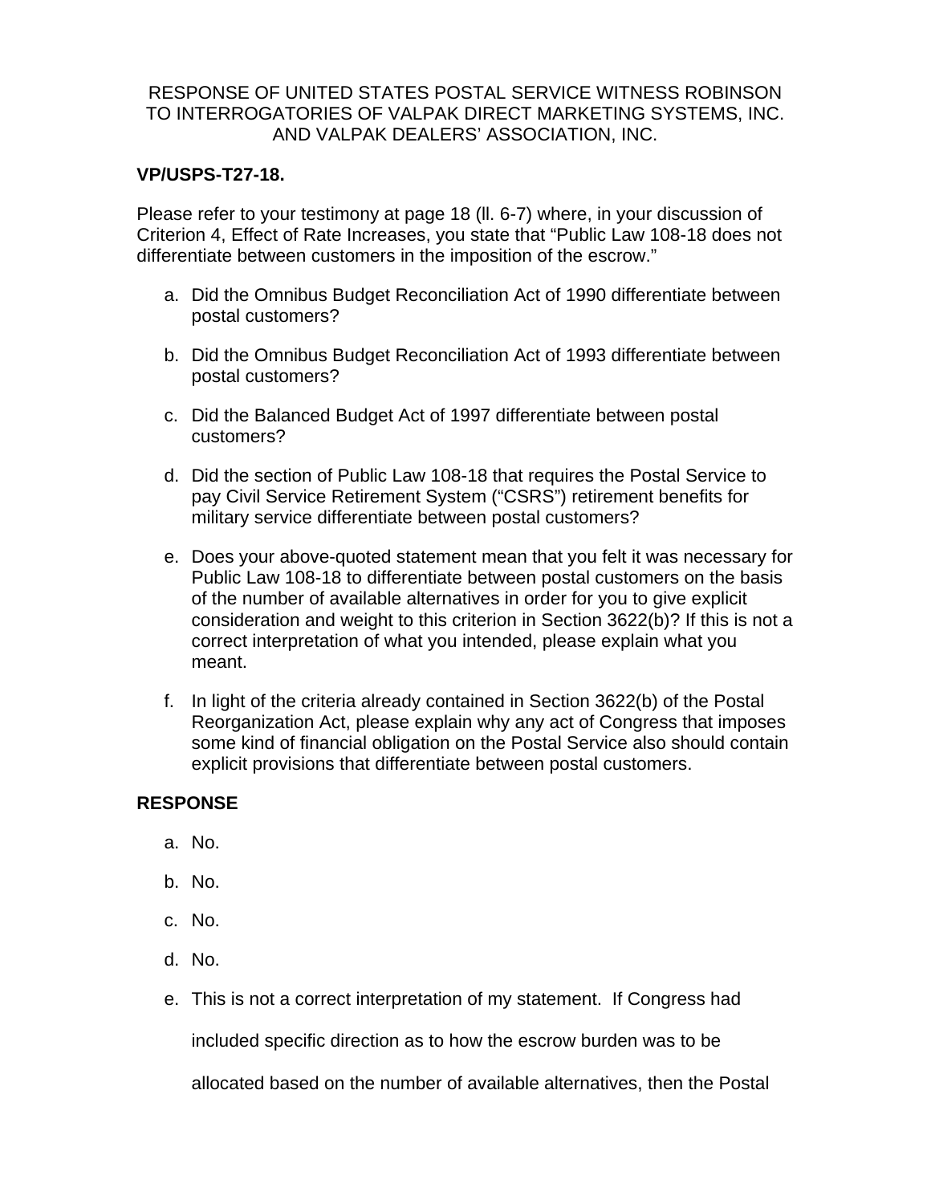RESPONSE OF UNITED STATES POSTAL SERVICE WITNESS ROBINSON TO INTERROGATORIES OF VALPAK DIRECT MARKETING SYSTEMS, INC. AND VALPAK DEALERS' ASSOCIATION, INC.

**VP/USPS-T27-18.**

Please refer to your testimony at page 18 (ll. 6-7) where, in your discussion of Criterion 4, Effect of Rate Increases, you state that "Public Law 108-18 does not differentiate between customers in the imposition of the escrow."

a. Did the Omnibus Budget Reconciliation Act of 1990 differentiate between postal customers?

b. Did the Omnibus Budget Reconciliation Act of 1993 differentiate between postal customers?

c. Did the Balanced Budget Act of 1997 differentiate between postal customers?

d. Did the section of Public Law 108-18 that requires the Postal Service to pay Civil Service Retirement System ("CSRS") retirement benefits for military service differentiate between postal customers?

e. Does your above-quoted statement mean that you felt it was necessary for Public Law 108-18 to differentiate between postal customers on the basis of the number of available alternatives in order for you to give explicit consideration and weight to this criterion in Section 3622(b)? If this is not a correct interpretation of what you intended, please explain what you meant.

f. In light of the criteria already contained in Section 3622(b) of the Postal Reorganization Act, please explain why any act of Congress that imposes some kind of financial obligation on the Postal Service also should contain explicit provisions that differentiate between postal customers.

**RESPONSE**

a. No.

b. No.

c. No.

d. No.

e. This is not a correct interpretation of my statement. If Congress had included specific direction as to how the escrow burden was to be allocated based on the number of available alternatives, then the Postal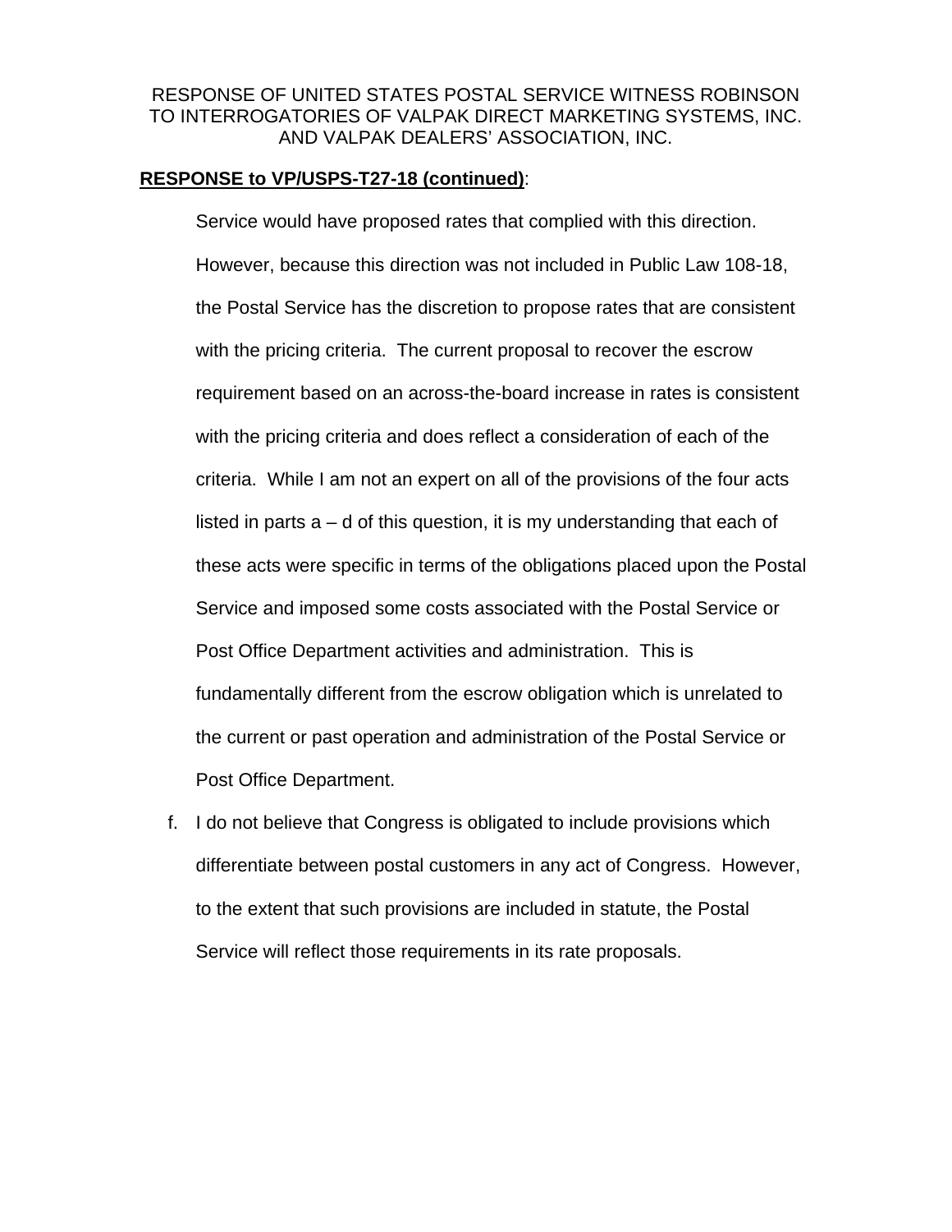RESPONSE OF UNITED STATES POSTAL SERVICE WITNESS ROBINSON TO INTERROGATORIES OF VALPAK DIRECT MARKETING SYSTEMS, INC. AND VALPAK DEALERS' ASSOCIATION, INC.

**RESPONSE to VP/USPS-T27-18 (continued)**:

Service would have proposed rates that complied with this direction. However, because this direction was not included in Public Law 108-18, the Postal Service has the discretion to propose rates that are consistent with the pricing criteria. The current proposal to recover the escrow requirement based on an across-the-board increase in rates is consistent with the pricing criteria and does reflect a consideration of each of the criteria. While I am not an expert on all of the provisions of the four acts listed in parts a – d of this question, it is my understanding that each of these acts were specific in terms of the obligations placed upon the Postal Service and imposed some costs associated with the Postal Service or Post Office Department activities and administration. This is fundamentally different from the escrow obligation which is unrelated to the current or past operation and administration of the Postal Service or Post Office Department.

f. I do not believe that Congress is obligated to include provisions which differentiate between postal customers in any act of Congress. However, to the extent that such provisions are included in statute, the Postal Service will reflect those requirements in its rate proposals.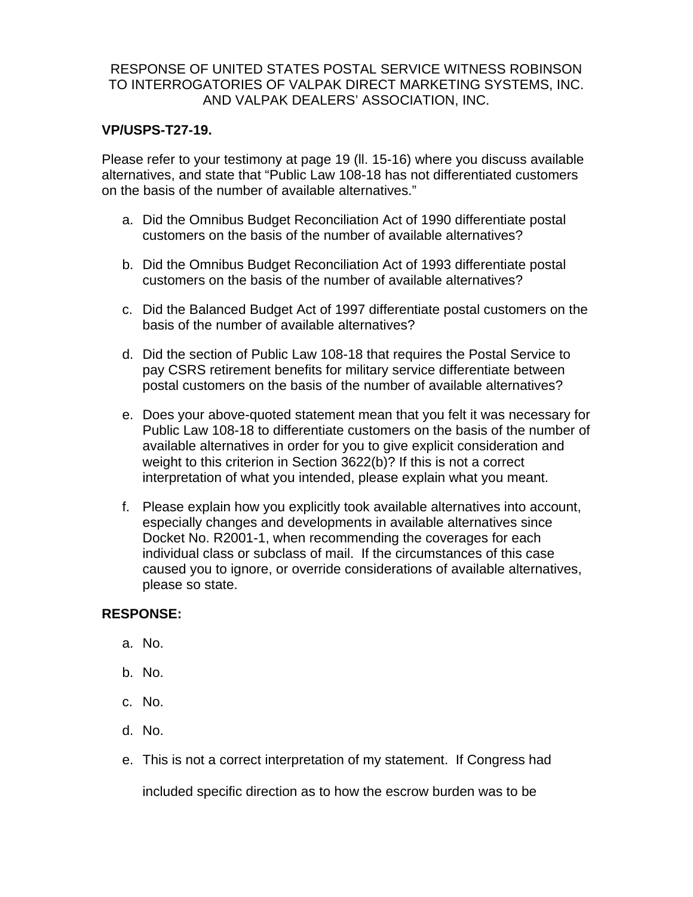RESPONSE OF UNITED STATES POSTAL SERVICE WITNESS ROBINSON TO INTERROGATORIES OF VALPAK DIRECT MARKETING SYSTEMS, INC. AND VALPAK DEALERS' ASSOCIATION, INC.

**VP/USPS-T27-19.**

Please refer to your testimony at page 19 (ll. 15-16) where you discuss available alternatives, and state that "Public Law 108-18 has not differentiated customers on the basis of the number of available alternatives."

a. Did the Omnibus Budget Reconciliation Act of 1990 differentiate postal customers on the basis of the number of available alternatives?

b. Did the Omnibus Budget Reconciliation Act of 1993 differentiate postal customers on the basis of the number of available alternatives?

c. Did the Balanced Budget Act of 1997 differentiate postal customers on the basis of the number of available alternatives?

d. Did the section of Public Law 108-18 that requires the Postal Service to pay CSRS retirement benefits for military service differentiate between postal customers on the basis of the number of available alternatives?

e. Does your above-quoted statement mean that you felt it was necessary for Public Law 108-18 to differentiate customers on the basis of the number of available alternatives in order for you to give explicit consideration and weight to this criterion in Section 3622(b)? If this is not a correct interpretation of what you intended, please explain what you meant.

f. Please explain how you explicitly took available alternatives into account, especially changes and developments in available alternatives since Docket No. R2001-1, when recommending the coverages for each individual class or subclass of mail. If the circumstances of this case caused you to ignore, or override considerations of available alternatives, please so state.

**RESPONSE:**

a. No.

b. No.

c. No.

d. No.

e. This is not a correct interpretation of my statement. If Congress had included specific direction as to how the escrow burden was to be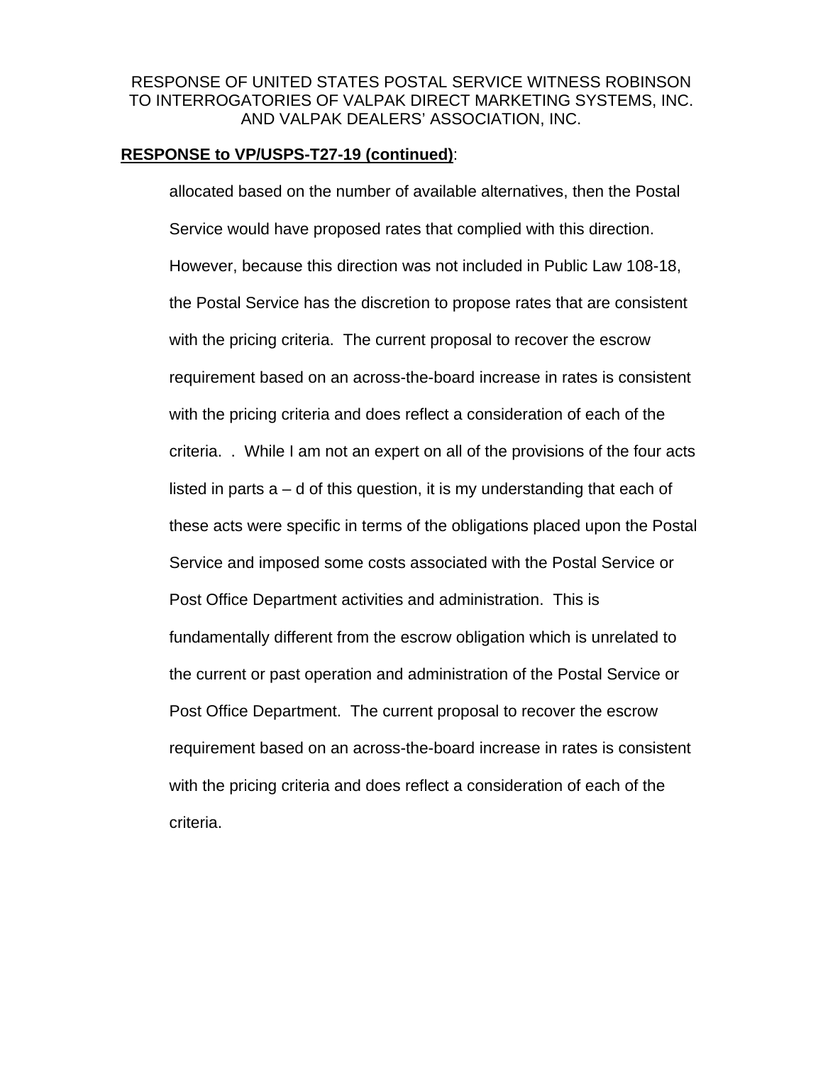RESPONSE OF UNITED STATES POSTAL SERVICE WITNESS ROBINSON TO INTERROGATORIES OF VALPAK DIRECT MARKETING SYSTEMS, INC. AND VALPAK DEALERS' ASSOCIATION, INC.

**RESPONSE to VP/USPS-T27-19 (continued)**:

allocated based on the number of available alternatives, then the Postal Service would have proposed rates that complied with this direction. However, because this direction was not included in Public Law 108-18, the Postal Service has the discretion to propose rates that are consistent with the pricing criteria. The current proposal to recover the escrow requirement based on an across-the-board increase in rates is consistent with the pricing criteria and does reflect a consideration of each of the criteria. . While I am not an expert on all of the provisions of the four acts listed in parts a – d of this question, it is my understanding that each of these acts were specific in terms of the obligations placed upon the Postal Service and imposed some costs associated with the Postal Service or Post Office Department activities and administration. This is fundamentally different from the escrow obligation which is unrelated to the current or past operation and administration of the Postal Service or Post Office Department. The current proposal to recover the escrow requirement based on an across-the-board increase in rates is consistent with the pricing criteria and does reflect a consideration of each of the criteria.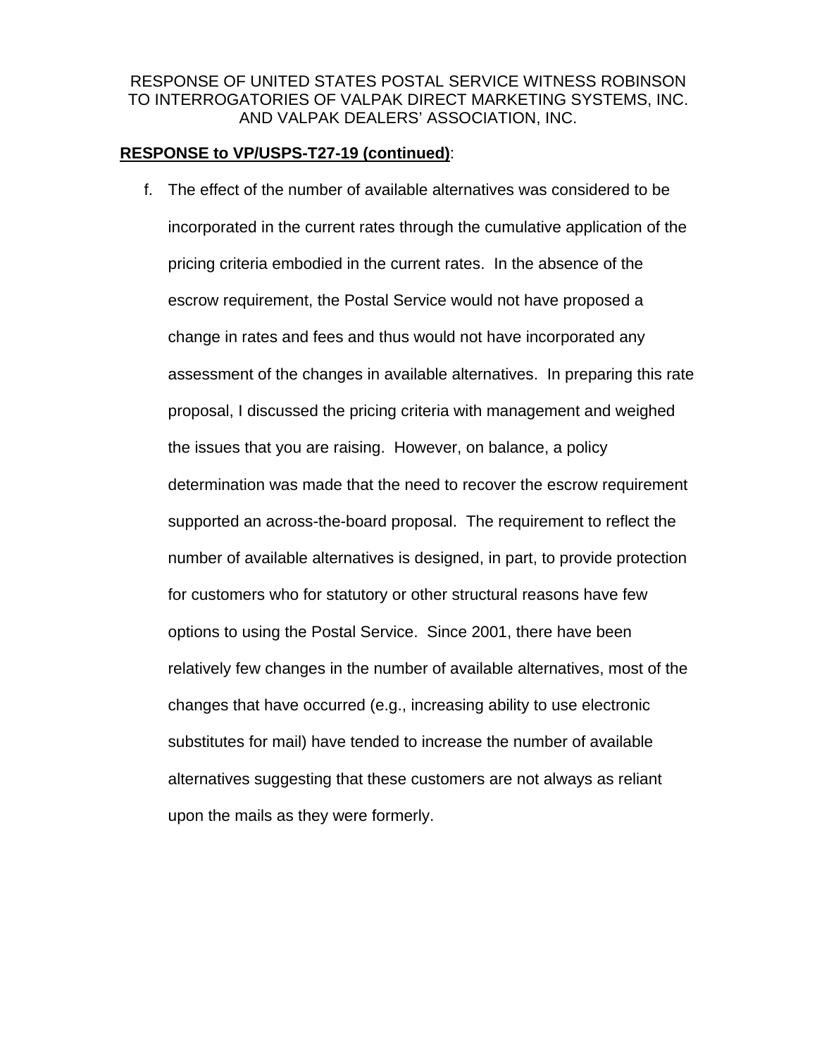RESPONSE OF UNITED STATES POSTAL SERVICE WITNESS ROBINSON TO INTERROGATORIES OF VALPAK DIRECT MARKETING SYSTEMS, INC. AND VALPAK DEALERS' ASSOCIATION, INC.

**RESPONSE to VP/USPS-T27-19 (continued)**:

f. The effect of the number of available alternatives was considered to be incorporated in the current rates through the cumulative application of the pricing criteria embodied in the current rates. In the absence of the escrow requirement, the Postal Service would not have proposed a change in rates and fees and thus would not have incorporated any assessment of the changes in available alternatives. In preparing this rate proposal, I discussed the pricing criteria with management and weighed the issues that you are raising. However, on balance, a policy determination was made that the need to recover the escrow requirement supported an across-the-board proposal. The requirement to reflect the number of available alternatives is designed, in part, to provide protection for customers who for statutory or other structural reasons have few options to using the Postal Service. Since 2001, there have been relatively few changes in the number of available alternatives, most of the changes that have occurred (e.g., increasing ability to use electronic substitutes for mail) have tended to increase the number of available alternatives suggesting that these customers are not always as reliant upon the mails as they were formerly.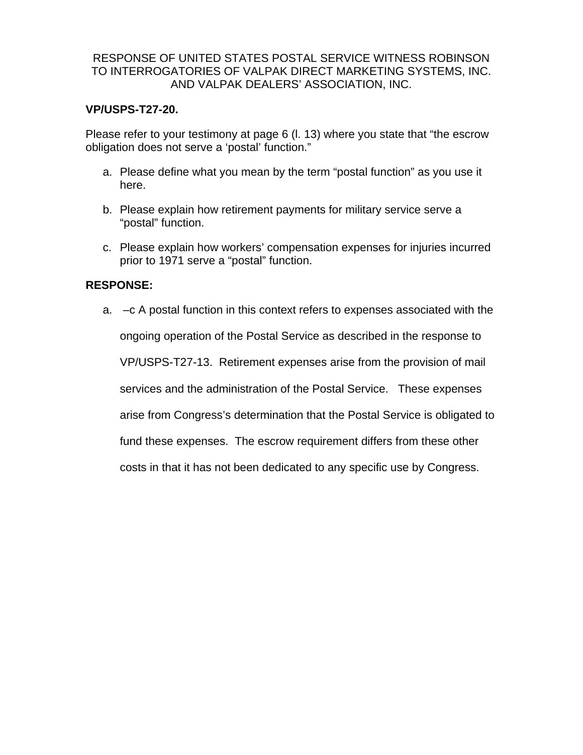RESPONSE OF UNITED STATES POSTAL SERVICE WITNESS ROBINSON TO INTERROGATORIES OF VALPAK DIRECT MARKETING SYSTEMS, INC. AND VALPAK DEALERS' ASSOCIATION, INC.

**VP/USPS-T27-20.**

Please refer to your testimony at page 6 (l. 13) where you state that "the escrow obligation does not serve a 'postal' function."

a. Please define what you mean by the term "postal function" as you use it here.

b. Please explain how retirement payments for military service serve a "postal" function.

c. Please explain how workers' compensation expenses for injuries incurred prior to 1971 serve a "postal" function.

**RESPONSE:**

a. –c A postal function in this context refers to expenses associated with the ongoing operation of the Postal Service as described in the response to VP/USPS-T27-13. Retirement expenses arise from the provision of mail services and the administration of the Postal Service. These expenses arise from Congress's determination that the Postal Service is obligated to fund these expenses. The escrow requirement differs from these other costs in that it has not been dedicated to any specific use by Congress.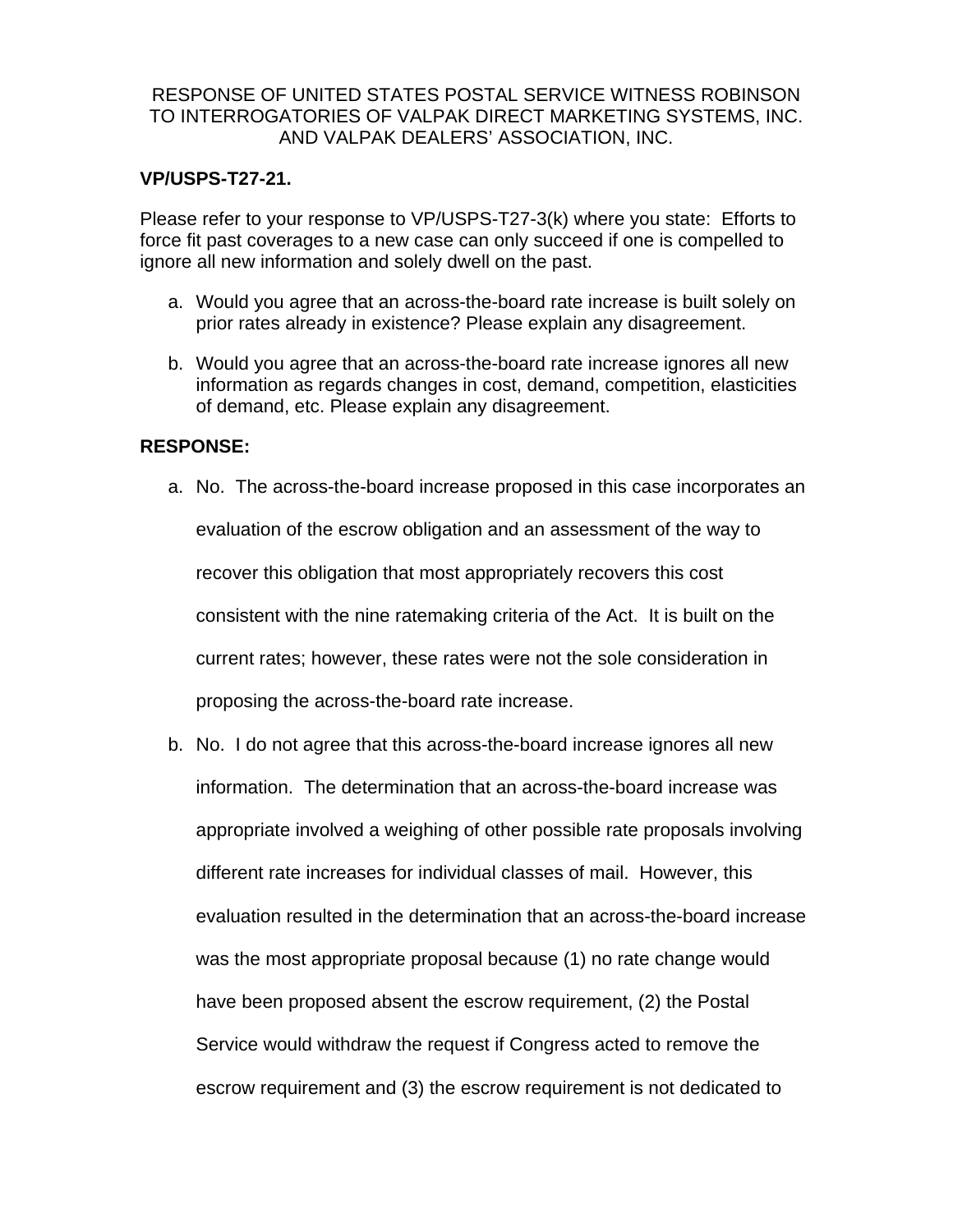RESPONSE OF UNITED STATES POSTAL SERVICE WITNESS ROBINSON TO INTERROGATORIES OF VALPAK DIRECT MARKETING SYSTEMS, INC. AND VALPAK DEALERS' ASSOCIATION, INC.

**VP/USPS-T27-21.**

Please refer to your response to VP/USPS-T27-3(k) where you state: Efforts to force fit past coverages to a new case can only succeed if one is compelled to ignore all new information and solely dwell on the past.

a. Would you agree that an across-the-board rate increase is built solely on prior rates already in existence? Please explain any disagreement.

b. Would you agree that an across-the-board rate increase ignores all new information as regards changes in cost, demand, competition, elasticities of demand, etc. Please explain any disagreement.

**RESPONSE:**

a. No. The across-the-board increase proposed in this case incorporates an evaluation of the escrow obligation and an assessment of the way to recover this obligation that most appropriately recovers this cost consistent with the nine ratemaking criteria of the Act. It is built on the current rates; however, these rates were not the sole consideration in proposing the across-the-board rate increase.

b. No. I do not agree that this across-the-board increase ignores all new information. The determination that an across-the-board increase was appropriate involved a weighing of other possible rate proposals involving different rate increases for individual classes of mail. However, this evaluation resulted in the determination that an across-the-board increase was the most appropriate proposal because (1) no rate change would have been proposed absent the escrow requirement, (2) the Postal Service would withdraw the request if Congress acted to remove the escrow requirement and (3) the escrow requirement is not dedicated to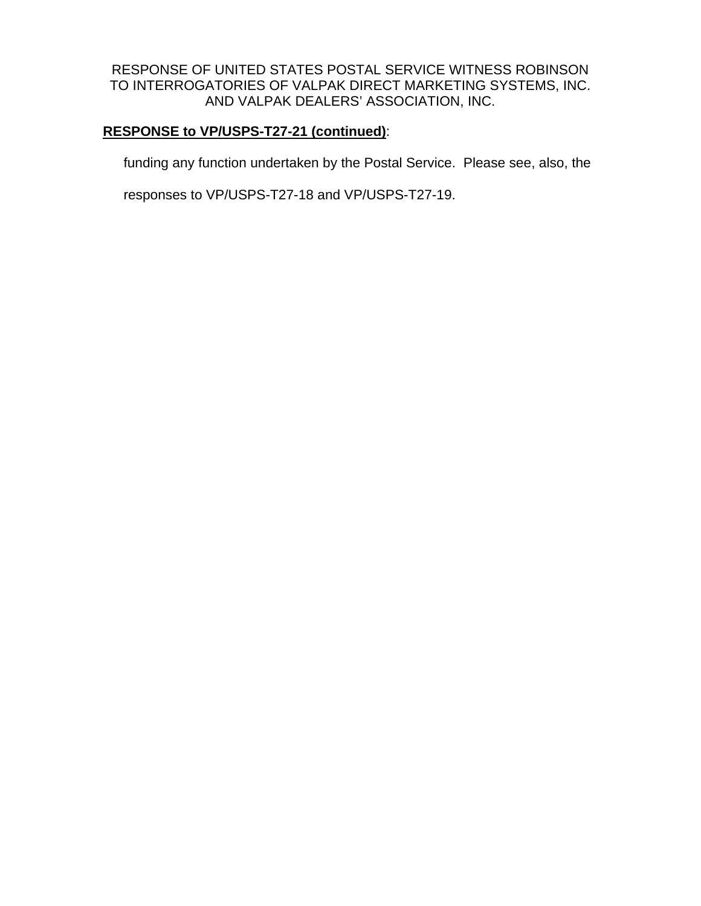RESPONSE OF UNITED STATES POSTAL SERVICE WITNESS ROBINSON
TO INTERROGATORIES OF VALPAK DIRECT MARKETING SYSTEMS, INC.
AND VALPAK DEALERS' ASSOCIATION, INC.

**RESPONSE to VP/USPS-T27-21 (continued)**:

funding any function undertaken by the Postal Service. Please see, also, the responses to VP/USPS-T27-18 and VP/USPS-T27-19.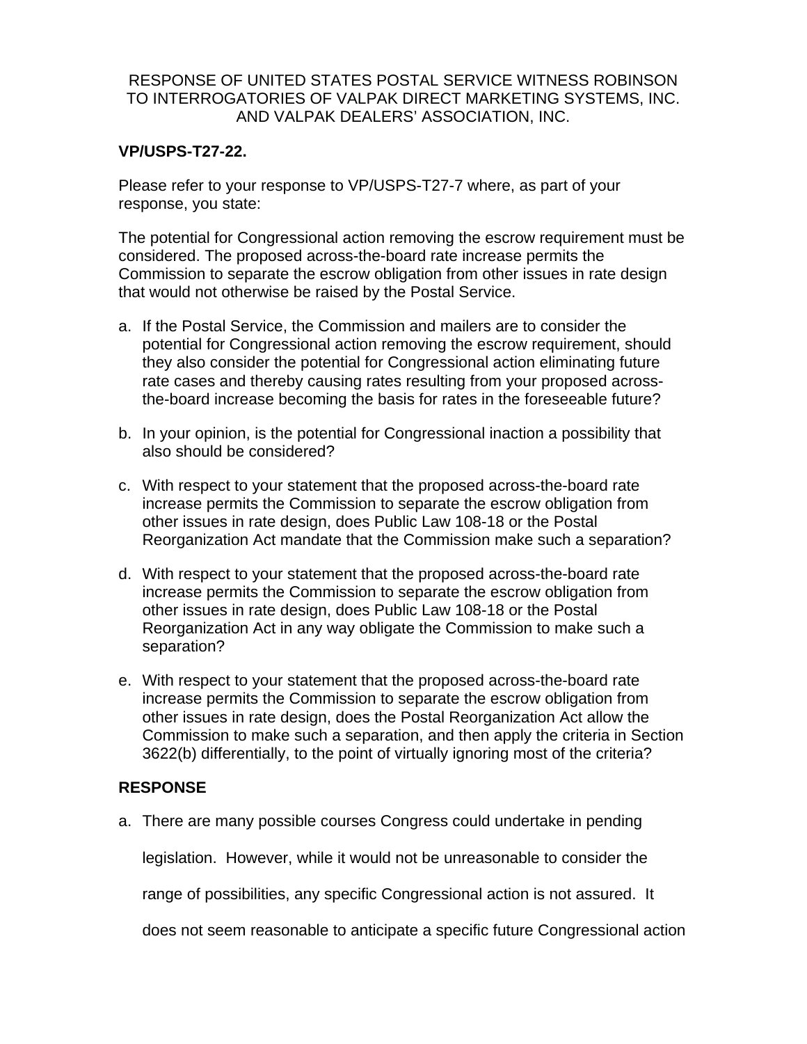RESPONSE OF UNITED STATES POSTAL SERVICE WITNESS ROBINSON TO INTERROGATORIES OF VALPAK DIRECT MARKETING SYSTEMS, INC. AND VALPAK DEALERS' ASSOCIATION, INC.

**VP/USPS-T27-22.**

Please refer to your response to VP/USPS-T27-7 where, as part of your response, you state:

The potential for Congressional action removing the escrow requirement must be considered. The proposed across-the-board rate increase permits the Commission to separate the escrow obligation from other issues in rate design that would not otherwise be raised by the Postal Service.

a. If the Postal Service, the Commission and mailers are to consider the potential for Congressional action removing the escrow requirement, should they also consider the potential for Congressional action eliminating future rate cases and thereby causing rates resulting from your proposed across-the-board increase becoming the basis for rates in the foreseeable future?

b. In your opinion, is the potential for Congressional inaction a possibility that also should be considered?

c. With respect to your statement that the proposed across-the-board rate increase permits the Commission to separate the escrow obligation from other issues in rate design, does Public Law 108-18 or the Postal Reorganization Act mandate that the Commission make such a separation?

d. With respect to your statement that the proposed across-the-board rate increase permits the Commission to separate the escrow obligation from other issues in rate design, does Public Law 108-18 or the Postal Reorganization Act in any way obligate the Commission to make such a separation?

e. With respect to your statement that the proposed across-the-board rate increase permits the Commission to separate the escrow obligation from other issues in rate design, does the Postal Reorganization Act allow the Commission to make such a separation, and then apply the criteria in Section 3622(b) differentially, to the point of virtually ignoring most of the criteria?

**RESPONSE**

a. There are many possible courses Congress could undertake in pending legislation. However, while it would not be unreasonable to consider the range of possibilities, any specific Congressional action is not assured. It does not seem reasonable to anticipate a specific future Congressional action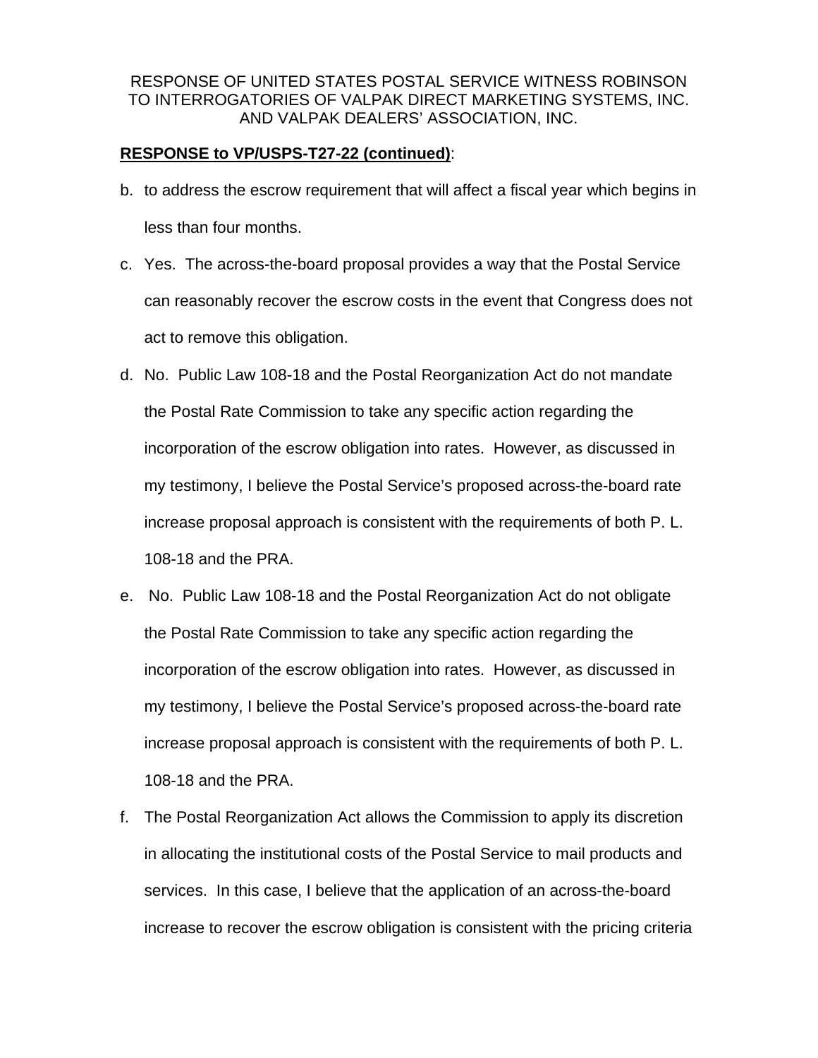RESPONSE OF UNITED STATES POSTAL SERVICE WITNESS ROBINSON TO INTERROGATORIES OF VALPAK DIRECT MARKETING SYSTEMS, INC. AND VALPAK DEALERS' ASSOCIATION, INC.

**RESPONSE to VP/USPS-T27-22 (continued)**:

b. to address the escrow requirement that will affect a fiscal year which begins in less than four months.

c. Yes. The across-the-board proposal provides a way that the Postal Service can reasonably recover the escrow costs in the event that Congress does not act to remove this obligation.

d. No. Public Law 108-18 and the Postal Reorganization Act do not mandate the Postal Rate Commission to take any specific action regarding the incorporation of the escrow obligation into rates. However, as discussed in my testimony, I believe the Postal Service's proposed across-the-board rate increase proposal approach is consistent with the requirements of both P. L. 108-18 and the PRA.

e. No. Public Law 108-18 and the Postal Reorganization Act do not obligate the Postal Rate Commission to take any specific action regarding the incorporation of the escrow obligation into rates. However, as discussed in my testimony, I believe the Postal Service's proposed across-the-board rate increase proposal approach is consistent with the requirements of both P. L. 108-18 and the PRA.

f. The Postal Reorganization Act allows the Commission to apply its discretion in allocating the institutional costs of the Postal Service to mail products and services. In this case, I believe that the application of an across-the-board increase to recover the escrow obligation is consistent with the pricing criteria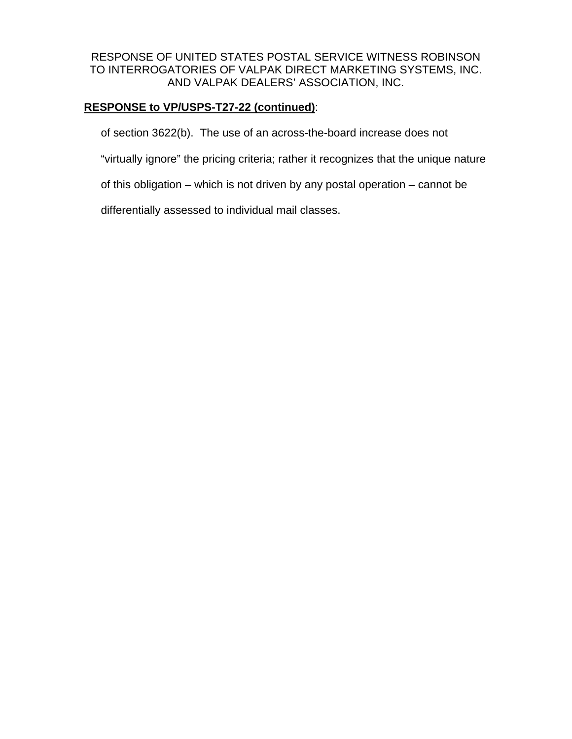RESPONSE OF UNITED STATES POSTAL SERVICE WITNESS ROBINSON
TO INTERROGATORIES OF VALPAK DIRECT MARKETING SYSTEMS, INC.
AND VALPAK DEALERS' ASSOCIATION, INC.

**RESPONSE to VP/USPS-T27-22 (continued)**:

of section 3622(b). The use of an across-the-board increase does not "virtually ignore" the pricing criteria; rather it recognizes that the unique nature of this obligation – which is not driven by any postal operation – cannot be differentially assessed to individual mail classes.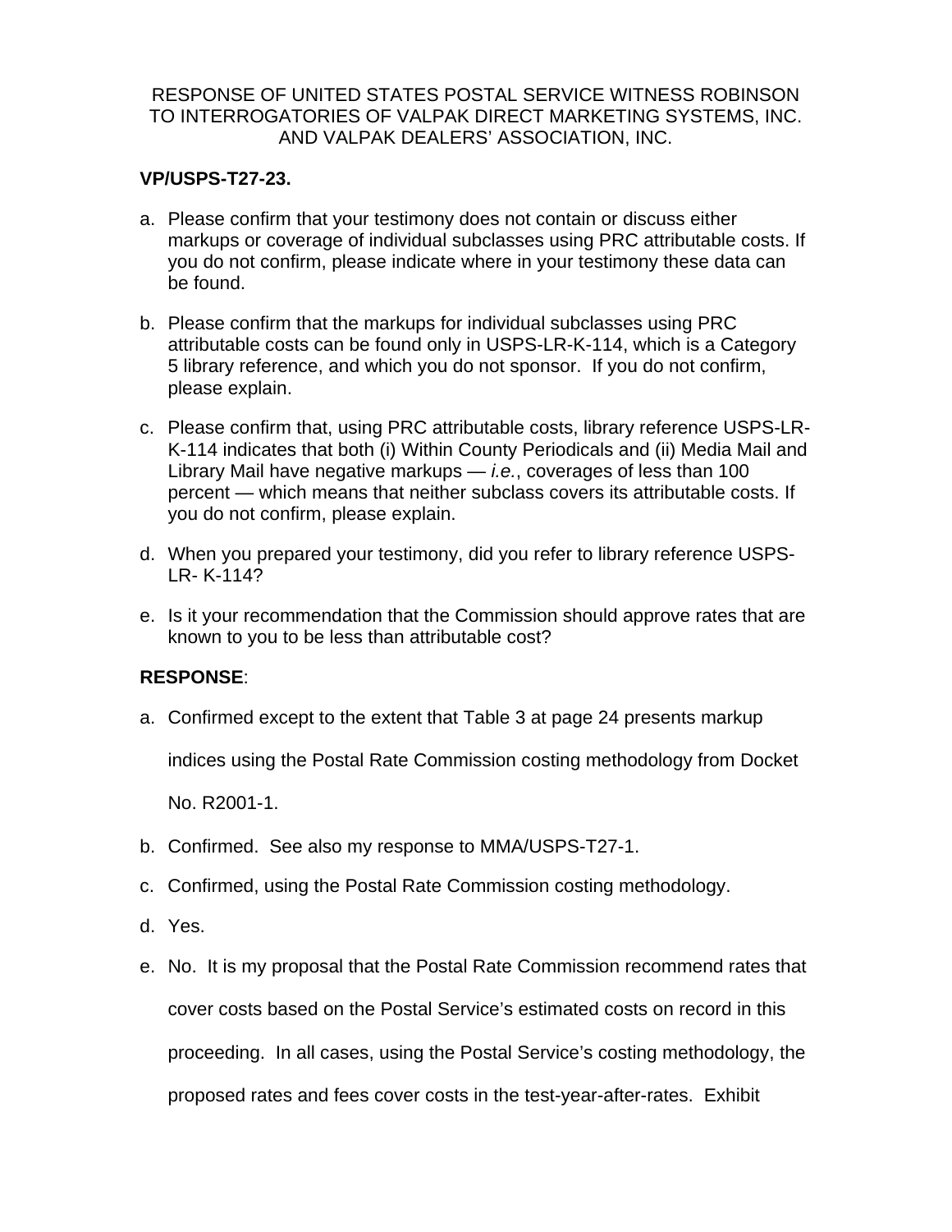RESPONSE OF UNITED STATES POSTAL SERVICE WITNESS ROBINSON TO INTERROGATORIES OF VALPAK DIRECT MARKETING SYSTEMS, INC. AND VALPAK DEALERS' ASSOCIATION, INC.

**VP/USPS-T27-23.**

a. Please confirm that your testimony does not contain or discuss either markups or coverage of individual subclasses using PRC attributable costs. If you do not confirm, please indicate where in your testimony these data can be found.

b. Please confirm that the markups for individual subclasses using PRC attributable costs can be found only in USPS-LR-K-114, which is a Category 5 library reference, and which you do not sponsor. If you do not confirm, please explain.

c. Please confirm that, using PRC attributable costs, library reference USPS-LR-K-114 indicates that both (i) Within County Periodicals and (ii) Media Mail and Library Mail have negative markups — *i.e.*, coverages of less than 100 percent — which means that neither subclass covers its attributable costs. If you do not confirm, please explain.

d. When you prepared your testimony, did you refer to library reference USPS-LR- K-114?

e. Is it your recommendation that the Commission should approve rates that are known to you to be less than attributable cost?

**RESPONSE**:

a. Confirmed except to the extent that Table 3 at page 24 presents markup indices using the Postal Rate Commission costing methodology from Docket No. R2001-1.

b. Confirmed. See also my response to MMA/USPS-T27-1.

c. Confirmed, using the Postal Rate Commission costing methodology.

d. Yes.

e. No. It is my proposal that the Postal Rate Commission recommend rates that cover costs based on the Postal Service's estimated costs on record in this proceeding. In all cases, using the Postal Service's costing methodology, the proposed rates and fees cover costs in the test-year-after-rates. Exhibit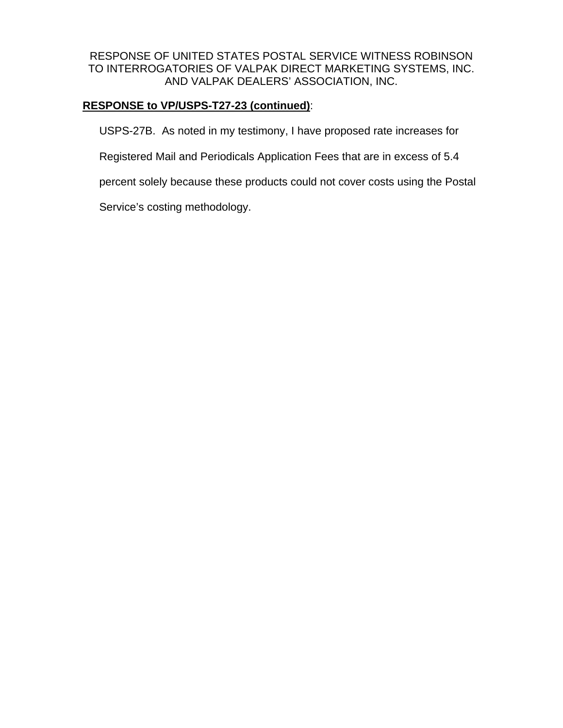RESPONSE OF UNITED STATES POSTAL SERVICE WITNESS ROBINSON
TO INTERROGATORIES OF VALPAK DIRECT MARKETING SYSTEMS, INC.
AND VALPAK DEALERS' ASSOCIATION, INC.

**RESPONSE to VP/USPS-T27-23 (continued)**:

USPS-27B. As noted in my testimony, I have proposed rate increases for Registered Mail and Periodicals Application Fees that are in excess of 5.4 percent solely because these products could not cover costs using the Postal Service's costing methodology.